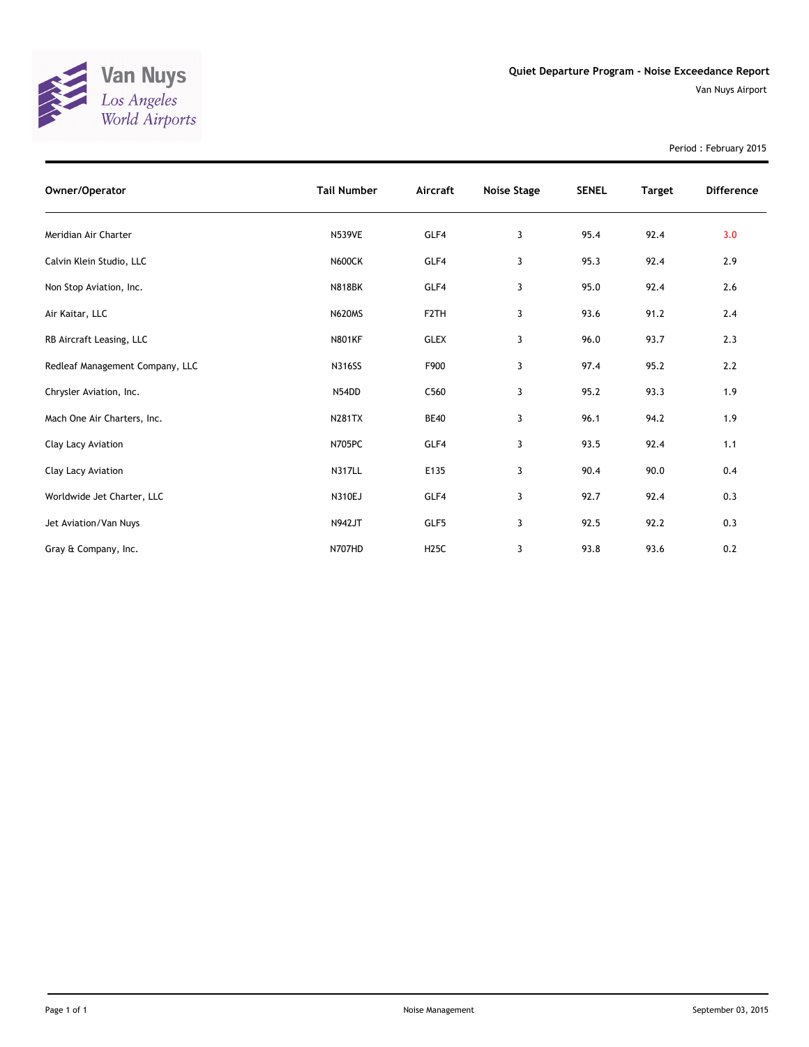Van Nuys
*Los Angeles World Airports*

**Quiet Departure Program - Noise Exceedance Report**

Van Nuys Airport

Period : February 2015

| Owner/Operator | Tail Number | Aircraft | Noise Stage | SENEL | Target | Difference |
|---|---|---|---|---|---|---|
| Meridian Air Charter | N539VE | GLF4 | 3 | 95.4 | 92.4 | 3.0 |
| Calvin Klein Studio, LLC | N600CK | GLF4 | 3 | 95.3 | 92.4 | 2.9 |
| Non Stop Aviation, Inc. | N818BK | GLF4 | 3 | 95.0 | 92.4 | 2.6 |
| Air Kaitar, LLC | N620MS | F2TH | 3 | 93.6 | 91.2 | 2.4 |
| RB Aircraft Leasing, LLC | N801KF | GLEX | 3 | 96.0 | 93.7 | 2.3 |
| Redleaf Management Company, LLC | N316SS | F900 | 3 | 97.4 | 95.2 | 2.2 |
| Chrysler Aviation, Inc. | N54DD | C560 | 3 | 95.2 | 93.3 | 1.9 |
| Mach One Air Charters, Inc. | N281TX | BE40 | 3 | 96.1 | 94.2 | 1.9 |
| Clay Lacy Aviation | N705PC | GLF4 | 3 | 93.5 | 92.4 | 1.1 |
| Clay Lacy Aviation | N317LL | E135 | 3 | 90.4 | 90.0 | 0.4 |
| Worldwide Jet Charter, LLC | N310EJ | GLF4 | 3 | 92.7 | 92.4 | 0.3 |
| Jet Aviation/Van Nuys | N942JT | GLF5 | 3 | 92.5 | 92.2 | 0.3 |
| Gray & Company, Inc. | N707HD | H25C | 3 | 93.8 | 93.6 | 0.2 |

Noise Management

September 03, 2015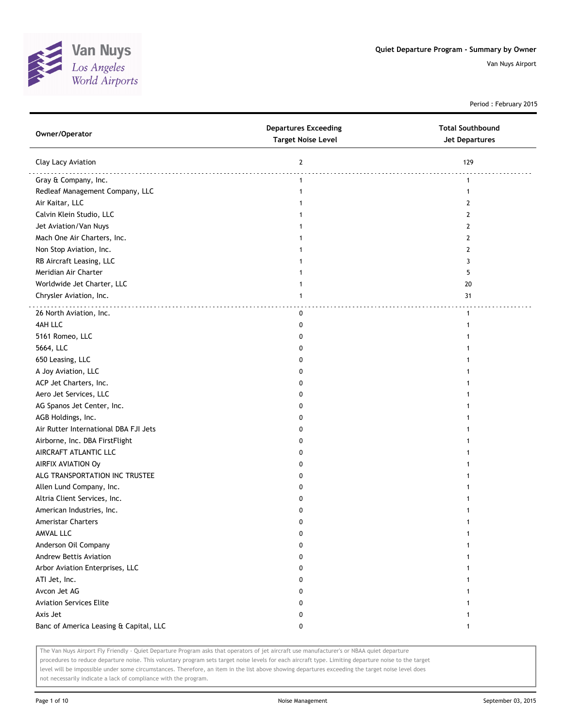# Quiet Departure Program - Summary by Owner

Van Nuys Airport

Period : February 2015

| Owner/Operator | Departures Exceeding Target Noise Level | Total Southbound Jet Departures |
|---|---|---|
| Clay Lacy Aviation | 2 | 129 |
| Gray & Company, Inc. | 1 | 1 |
| Redleaf Management Company, LLC | 1 | 1 |
| Air Kaitar, LLC | 1 | 2 |
| Calvin Klein Studio, LLC | 1 | 2 |
| Jet Aviation/Van Nuys | 1 | 2 |
| Mach One Air Charters, Inc. | 1 | 2 |
| Non Stop Aviation, Inc. | 1 | 2 |
| RB Aircraft Leasing, LLC | 1 | 3 |
| Meridian Air Charter | 1 | 5 |
| Worldwide Jet Charter, LLC | 1 | 20 |
| Chrysler Aviation, Inc. | 1 | 31 |
| 26 North Aviation, Inc. | 0 | 1 |
| 4AH LLC | 0 | 1 |
| 5161 Romeo, LLC | 0 | 1 |
| 5664, LLC | 0 | 1 |
| 650 Leasing, LLC | 0 | 1 |
| A Joy Aviation, LLC | 0 | 1 |
| ACP Jet Charters, Inc. | 0 | 1 |
| Aero Jet Services, LLC | 0 | 1 |
| AG Spanos Jet Center, Inc. | 0 | 1 |
| AGB Holdings, Inc. | 0 | 1 |
| Air Rutter International DBA FJI Jets | 0 | 1 |
| Airborne, Inc. DBA FirstFlight | 0 | 1 |
| AIRCRAFT ATLANTIC LLC | 0 | 1 |
| AIRFIX AVIATION Oy | 0 | 1 |
| ALG TRANSPORTATION INC TRUSTEE | 0 | 1 |
| Allen Lund Company, Inc. | 0 | 1 |
| Altria Client Services, Inc. | 0 | 1 |
| American Industries, Inc. | 0 | 1 |
| Ameristar Charters | 0 | 1 |
| AMVAL LLC | 0 | 1 |
| Anderson Oil Company | 0 | 1 |
| Andrew Bettis Aviation | 0 | 1 |
| Arbor Aviation Enterprises, LLC | 0 | 1 |
| ATI Jet, Inc. | 0 | 1 |
| Avcon Jet AG | 0 | 1 |
| Aviation Services Elite | 0 | 1 |
| Axis Jet | 0 | 1 |
| Banc of America Leasing & Capital, LLC | 0 | 1 |

The Van Nuys Airport Fly Friendly - Quiet Departure Program asks that operators of jet aircraft use manufacturer's or NBAA quiet departure procedures to reduce departure noise. This voluntary program sets target noise levels for each aircraft type. Limiting departure noise to the target level will be impossible under some circumstances. Therefore, an item in the list above showing departures exceeding the target noise level does not necessarily indicate a lack of compliance with the program.

Noise Management

September 03, 2015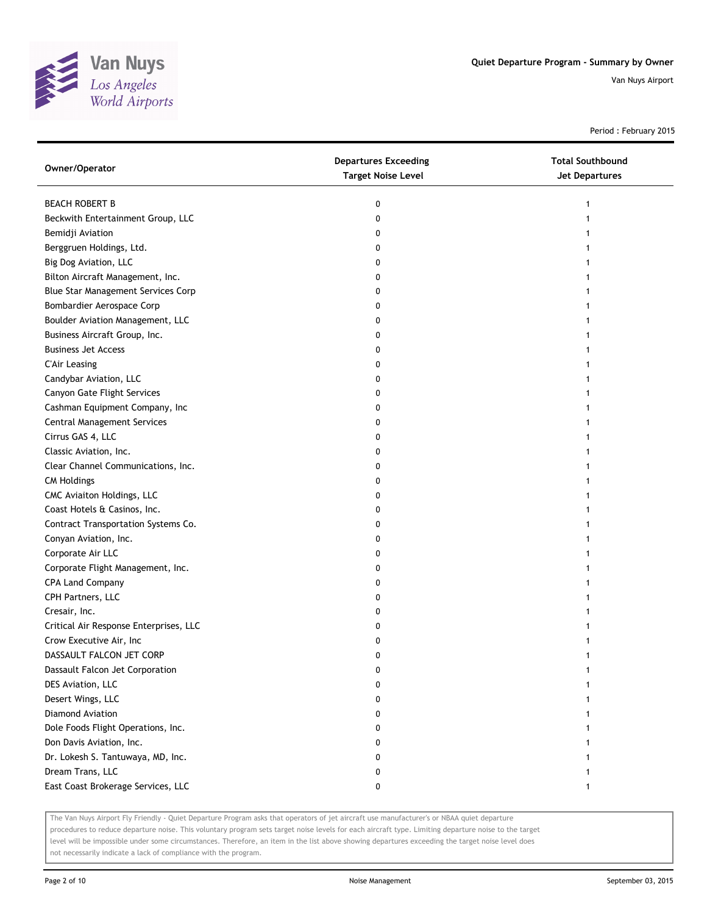Quiet Departure Program - Summary by Owner

Van Nuys Airport

Period : February 2015

| Owner/Operator | Departures Exceeding Target Noise Level | Total Southbound Jet Departures |
|---|---|---|
| BEACH ROBERT B | 0 | 1 |
| Beckwith Entertainment Group, LLC | 0 | 1 |
| Bemidji Aviation | 0 | 1 |
| Berggruen Holdings, Ltd. | 0 | 1 |
| Big Dog Aviation, LLC | 0 | 1 |
| Bilton Aircraft Management, Inc. | 0 | 1 |
| Blue Star Management Services Corp | 0 | 1 |
| Bombardier Aerospace Corp | 0 | 1 |
| Boulder Aviation Management, LLC | 0 | 1 |
| Business Aircraft Group, Inc. | 0 | 1 |
| Business Jet Access | 0 | 1 |
| C'Air Leasing | 0 | 1 |
| Candybar Aviation, LLC | 0 | 1 |
| Canyon Gate Flight Services | 0 | 1 |
| Cashman Equipment Company, Inc | 0 | 1 |
| Central Management Services | 0 | 1 |
| Cirrus GAS 4, LLC | 0 | 1 |
| Classic Aviation, Inc. | 0 | 1 |
| Clear Channel Communications, Inc. | 0 | 1 |
| CM Holdings | 0 | 1 |
| CMC Aviaiton Holdings, LLC | 0 | 1 |
| Coast Hotels & Casinos, Inc. | 0 | 1 |
| Contract Transportation Systems Co. | 0 | 1 |
| Conyan Aviation, Inc. | 0 | 1 |
| Corporate Air LLC | 0 | 1 |
| Corporate Flight Management, Inc. | 0 | 1 |
| CPA Land Company | 0 | 1 |
| CPH Partners, LLC | 0 | 1 |
| Cresair, Inc. | 0 | 1 |
| Critical Air Response Enterprises, LLC | 0 | 1 |
| Crow Executive Air, Inc | 0 | 1 |
| DASSAULT FALCON JET CORP | 0 | 1 |
| Dassault Falcon Jet Corporation | 0 | 1 |
| DES Aviation, LLC | 0 | 1 |
| Desert Wings, LLC | 0 | 1 |
| Diamond Aviation | 0 | 1 |
| Dole Foods Flight Operations, Inc. | 0 | 1 |
| Don Davis Aviation, Inc. | 0 | 1 |
| Dr. Lokesh S. Tantuwaya, MD, Inc. | 0 | 1 |
| Dream Trans, LLC | 0 | 1 |
| East Coast Brokerage Services, LLC | 0 | 1 |

The Van Nuys Airport Fly Friendly - Quiet Departure Program asks that operators of jet aircraft use manufacturer's or NBAA quiet departure procedures to reduce departure noise. This voluntary program sets target noise levels for each aircraft type. Limiting departure noise to the target level will be impossible under some circumstances. Therefore, an item in the list above showing departures exceeding the target noise level does not necessarily indicate a lack of compliance with the program.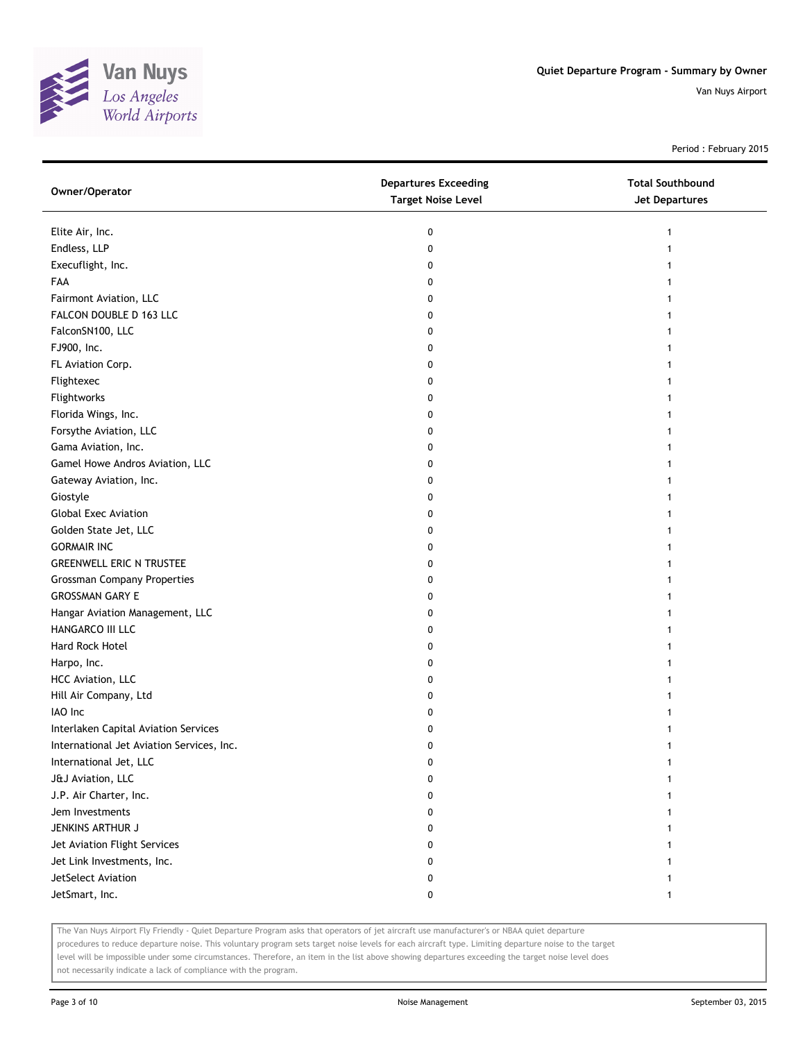# Quiet Departure Program - Summary by Owner

Van Nuys Airport

Period : February 2015

| Owner/Operator | Departures Exceeding Target Noise Level | Total Southbound Jet Departures |
|---|---|---|
| Elite Air, Inc. | 0 | 1 |
| Endless, LLP | 0 | 1 |
| Execuflight, Inc. | 0 | 1 |
| FAA | 0 | 1 |
| Fairmont Aviation, LLC | 0 | 1 |
| FALCON DOUBLE D 163 LLC | 0 | 1 |
| FalconSN100, LLC | 0 | 1 |
| FJ900, Inc. | 0 | 1 |
| FL Aviation Corp. | 0 | 1 |
| Flightexec | 0 | 1 |
| Flightworks | 0 | 1 |
| Florida Wings, Inc. | 0 | 1 |
| Forsythe Aviation, LLC | 0 | 1 |
| Gama Aviation, Inc. | 0 | 1 |
| Gamel Howe Andros Aviation, LLC | 0 | 1 |
| Gateway Aviation, Inc. | 0 | 1 |
| Giostyle | 0 | 1 |
| Global Exec Aviation | 0 | 1 |
| Golden State Jet, LLC | 0 | 1 |
| GORMAIR INC | 0 | 1 |
| GREENWELL ERIC N TRUSTEE | 0 | 1 |
| Grossman Company Properties | 0 | 1 |
| GROSSMAN GARY E | 0 | 1 |
| Hangar Aviation Management, LLC | 0 | 1 |
| HANGARCO III LLC | 0 | 1 |
| Hard Rock Hotel | 0 | 1 |
| Harpo, Inc. | 0 | 1 |
| HCC Aviation, LLC | 0 | 1 |
| Hill Air Company, Ltd | 0 | 1 |
| IAO Inc | 0 | 1 |
| Interlaken Capital Aviation Services | 0 | 1 |
| International Jet Aviation Services, Inc. | 0 | 1 |
| International Jet, LLC | 0 | 1 |
| J&J Aviation, LLC | 0 | 1 |
| J.P. Air Charter, Inc. | 0 | 1 |
| Jem Investments | 0 | 1 |
| JENKINS ARTHUR J | 0 | 1 |
| Jet Aviation Flight Services | 0 | 1 |
| Jet Link Investments, Inc. | 0 | 1 |
| JetSelect Aviation | 0 | 1 |
| JetSmart, Inc. | 0 | 1 |

The Van Nuys Airport Fly Friendly - Quiet Departure Program asks that operators of jet aircraft use manufacturer's or NBAA quiet departure procedures to reduce departure noise. This voluntary program sets target noise levels for each aircraft type. Limiting departure noise to the target level will be impossible under some circumstances. Therefore, an item in the list above showing departures exceeding the target noise level does not necessarily indicate a lack of compliance with the program.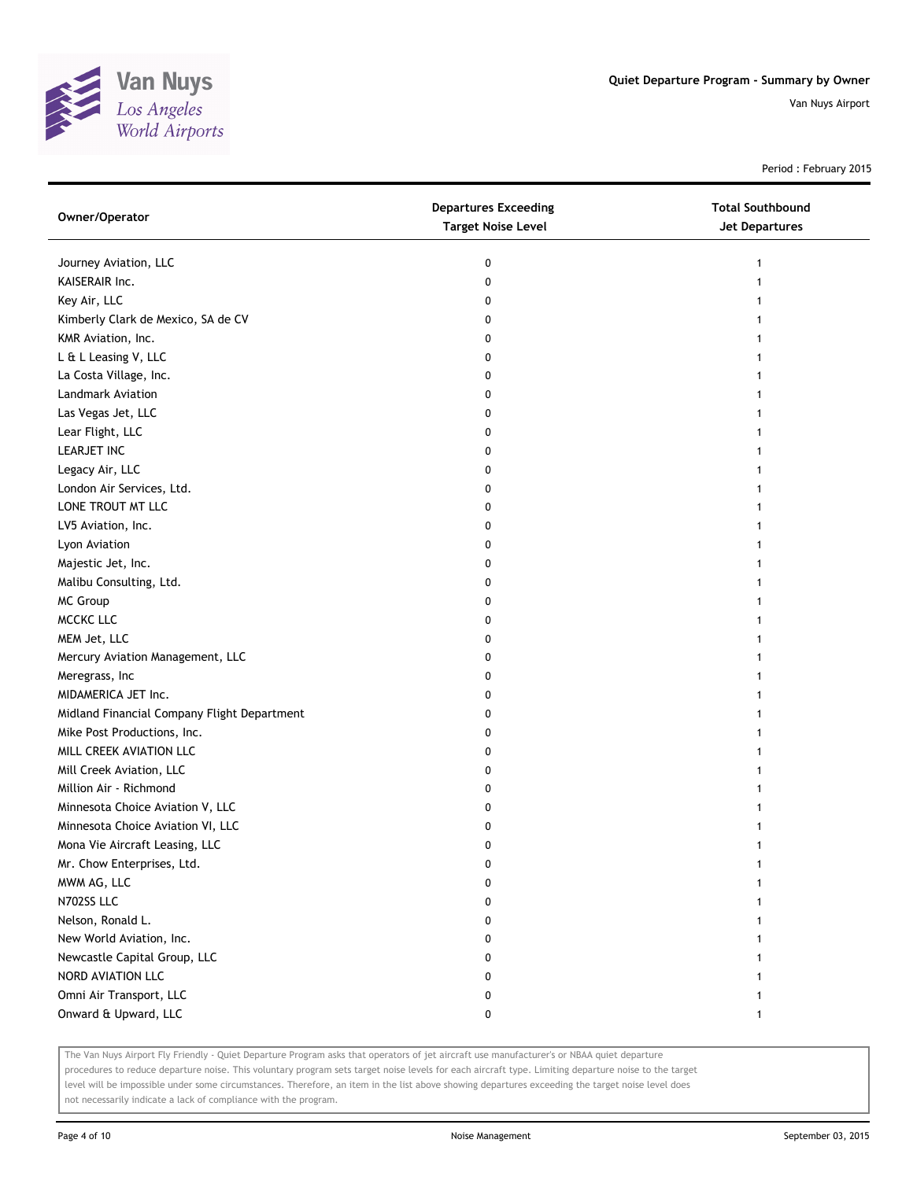Quiet Departure Program - Summary by Owner

Van Nuys Airport

Period : February 2015

| Owner/Operator | Departures Exceeding Target Noise Level | Total Southbound Jet Departures |
|---|---|---|
| Journey Aviation, LLC | 0 | 1 |
| KAISERAIR Inc. | 0 | 1 |
| Key Air, LLC | 0 | 1 |
| Kimberly Clark de Mexico, SA de CV | 0 | 1 |
| KMR Aviation, Inc. | 0 | 1 |
| L & L Leasing V, LLC | 0 | 1 |
| La Costa Village, Inc. | 0 | 1 |
| Landmark Aviation | 0 | 1 |
| Las Vegas Jet, LLC | 0 | 1 |
| Lear Flight, LLC | 0 | 1 |
| LEARJET INC | 0 | 1 |
| Legacy Air, LLC | 0 | 1 |
| London Air Services, Ltd. | 0 | 1 |
| LONE TROUT MT LLC | 0 | 1 |
| LV5 Aviation, Inc. | 0 | 1 |
| Lyon Aviation | 0 | 1 |
| Majestic Jet, Inc. | 0 | 1 |
| Malibu Consulting, Ltd. | 0 | 1 |
| MC Group | 0 | 1 |
| MCCKC LLC | 0 | 1 |
| MEM Jet, LLC | 0 | 1 |
| Mercury Aviation Management, LLC | 0 | 1 |
| Meregrass, Inc | 0 | 1 |
| MIDAMERICA JET Inc. | 0 | 1 |
| Midland Financial Company Flight Department | 0 | 1 |
| Mike Post Productions, Inc. | 0 | 1 |
| MILL CREEK AVIATION LLC | 0 | 1 |
| Mill Creek Aviation, LLC | 0 | 1 |
| Million Air - Richmond | 0 | 1 |
| Minnesota Choice Aviation V, LLC | 0 | 1 |
| Minnesota Choice Aviation VI, LLC | 0 | 1 |
| Mona Vie Aircraft Leasing, LLC | 0 | 1 |
| Mr. Chow Enterprises, Ltd. | 0 | 1 |
| MWM AG, LLC | 0 | 1 |
| N702SS LLC | 0 | 1 |
| Nelson, Ronald L. | 0 | 1 |
| New World Aviation, Inc. | 0 | 1 |
| Newcastle Capital Group, LLC | 0 | 1 |
| NORD AVIATION LLC | 0 | 1 |
| Omni Air Transport, LLC | 0 | 1 |
| Onward & Upward, LLC | 0 | 1 |

The Van Nuys Airport Fly Friendly - Quiet Departure Program asks that operators of jet aircraft use manufacturer's or NBAA quiet departure procedures to reduce departure noise. This voluntary program sets target noise levels for each aircraft type. Limiting departure noise to the target level will be impossible under some circumstances. Therefore, an item in the list above showing departures exceeding the target noise level does not necessarily indicate a lack of compliance with the program.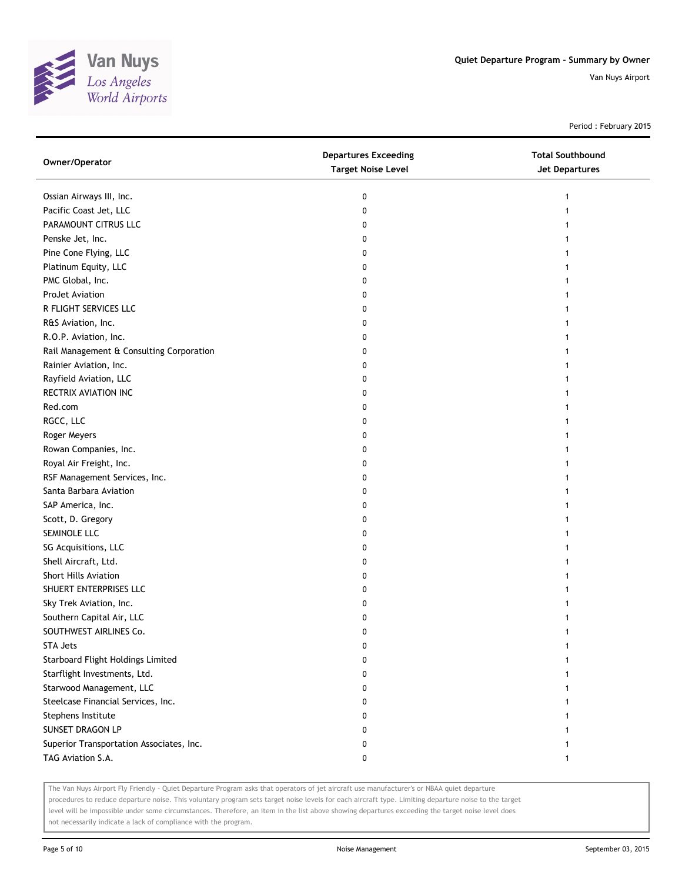Quiet Departure Program - Summary by Owner

Van Nuys Airport

Period : February 2015

| Owner/Operator | Departures Exceeding Target Noise Level | Total Southbound Jet Departures |
|---|---|---|
| Ossian Airways III, Inc. | 0 | 1 |
| Pacific Coast Jet, LLC | 0 | 1 |
| PARAMOUNT CITRUS LLC | 0 | 1 |
| Penske Jet, Inc. | 0 | 1 |
| Pine Cone Flying, LLC | 0 | 1 |
| Platinum Equity, LLC | 0 | 1 |
| PMC Global, Inc. | 0 | 1 |
| ProJet Aviation | 0 | 1 |
| R FLIGHT SERVICES LLC | 0 | 1 |
| R&S Aviation, Inc. | 0 | 1 |
| R.O.P. Aviation, Inc. | 0 | 1 |
| Rail Management & Consulting Corporation | 0 | 1 |
| Rainier Aviation, Inc. | 0 | 1 |
| Rayfield Aviation, LLC | 0 | 1 |
| RECTRIX AVIATION INC | 0 | 1 |
| Red.com | 0 | 1 |
| RGCC, LLC | 0 | 1 |
| Roger Meyers | 0 | 1 |
| Rowan Companies, Inc. | 0 | 1 |
| Royal Air Freight, Inc. | 0 | 1 |
| RSF Management Services, Inc. | 0 | 1 |
| Santa Barbara Aviation | 0 | 1 |
| SAP America, Inc. | 0 | 1 |
| Scott, D. Gregory | 0 | 1 |
| SEMINOLE LLC | 0 | 1 |
| SG Acquisitions, LLC | 0 | 1 |
| Shell Aircraft, Ltd. | 0 | 1 |
| Short Hills Aviation | 0 | 1 |
| SHUERT ENTERPRISES LLC | 0 | 1 |
| Sky Trek Aviation, Inc. | 0 | 1 |
| Southern Capital Air, LLC | 0 | 1 |
| SOUTHWEST AIRLINES Co. | 0 | 1 |
| STA Jets | 0 | 1 |
| Starboard Flight Holdings Limited | 0 | 1 |
| Starflight Investments, Ltd. | 0 | 1 |
| Starwood Management, LLC | 0 | 1 |
| Steelcase Financial Services, Inc. | 0 | 1 |
| Stephens Institute | 0 | 1 |
| SUNSET DRAGON LP | 0 | 1 |
| Superior Transportation Associates, Inc. | 0 | 1 |
| TAG Aviation S.A. | 0 | 1 |

The Van Nuys Airport Fly Friendly - Quiet Departure Program asks that operators of jet aircraft use manufacturer's or NBAA quiet departure procedures to reduce departure noise. This voluntary program sets target noise levels for each aircraft type. Limiting departure noise to the target level will be impossible under some circumstances. Therefore, an item in the list above showing departures exceeding the target noise level does not necessarily indicate a lack of compliance with the program.

Noise Management

September 03, 2015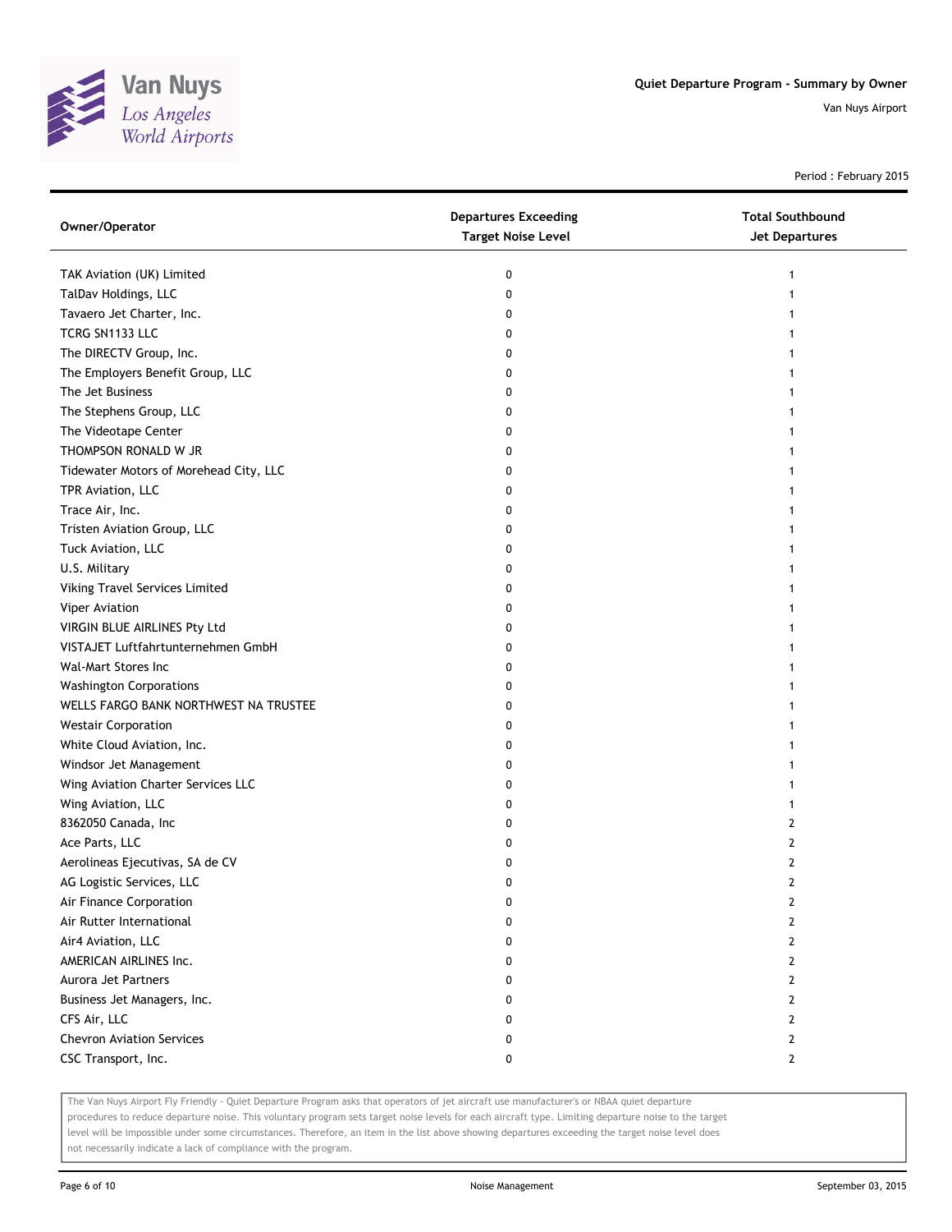# Quiet Departure Program - Summary by Owner

Van Nuys Airport

Period : February 2015

| Owner/Operator | Departures Exceeding Target Noise Level | Total Southbound Jet Departures |
|---|---|---|
| TAK Aviation (UK) Limited | 0 | 1 |
| TalDav Holdings, LLC | 0 | 1 |
| Tavaero Jet Charter, Inc. | 0 | 1 |
| TCRG SN1133 LLC | 0 | 1 |
| The DIRECTV Group, Inc. | 0 | 1 |
| The Employers Benefit Group, LLC | 0 | 1 |
| The Jet Business | 0 | 1 |
| The Stephens Group, LLC | 0 | 1 |
| The Videotape Center | 0 | 1 |
| THOMPSON RONALD W JR | 0 | 1 |
| Tidewater Motors of Morehead City, LLC | 0 | 1 |
| TPR Aviation, LLC | 0 | 1 |
| Trace Air, Inc. | 0 | 1 |
| Tristen Aviation Group, LLC | 0 | 1 |
| Tuck Aviation, LLC | 0 | 1 |
| U.S. Military | 0 | 1 |
| Viking Travel Services Limited | 0 | 1 |
| Viper Aviation | 0 | 1 |
| VIRGIN BLUE AIRLINES Pty Ltd | 0 | 1 |
| VISTAJET Luftfahrtunternehmen GmbH | 0 | 1 |
| Wal-Mart Stores Inc | 0 | 1 |
| Washington Corporations | 0 | 1 |
| WELLS FARGO BANK NORTHWEST NA TRUSTEE | 0 | 1 |
| Westair Corporation | 0 | 1 |
| White Cloud Aviation, Inc. | 0 | 1 |
| Windsor Jet Management | 0 | 1 |
| Wing Aviation Charter Services LLC | 0 | 1 |
| Wing Aviation, LLC | 0 | 1 |
| 8362050 Canada, Inc | 0 | 2 |
| Ace Parts, LLC | 0 | 2 |
| Aerolineas Ejecutivas, SA de CV | 0 | 2 |
| AG Logistic Services, LLC | 0 | 2 |
| Air Finance Corporation | 0 | 2 |
| Air Rutter International | 0 | 2 |
| Air4 Aviation, LLC | 0 | 2 |
| AMERICAN AIRLINES Inc. | 0 | 2 |
| Aurora Jet Partners | 0 | 2 |
| Business Jet Managers, Inc. | 0 | 2 |
| CFS Air, LLC | 0 | 2 |
| Chevron Aviation Services | 0 | 2 |
| CSC Transport, Inc. | 0 | 2 |

The Van Nuys Airport Fly Friendly - Quiet Departure Program asks that operators of jet aircraft use manufacturer's or NBAA quiet departure procedures to reduce departure noise. This voluntary program sets target noise levels for each aircraft type. Limiting departure noise to the target level will be impossible under some circumstances. Therefore, an item in the list above showing departures exceeding the target noise level does not necessarily indicate a lack of compliance with the program.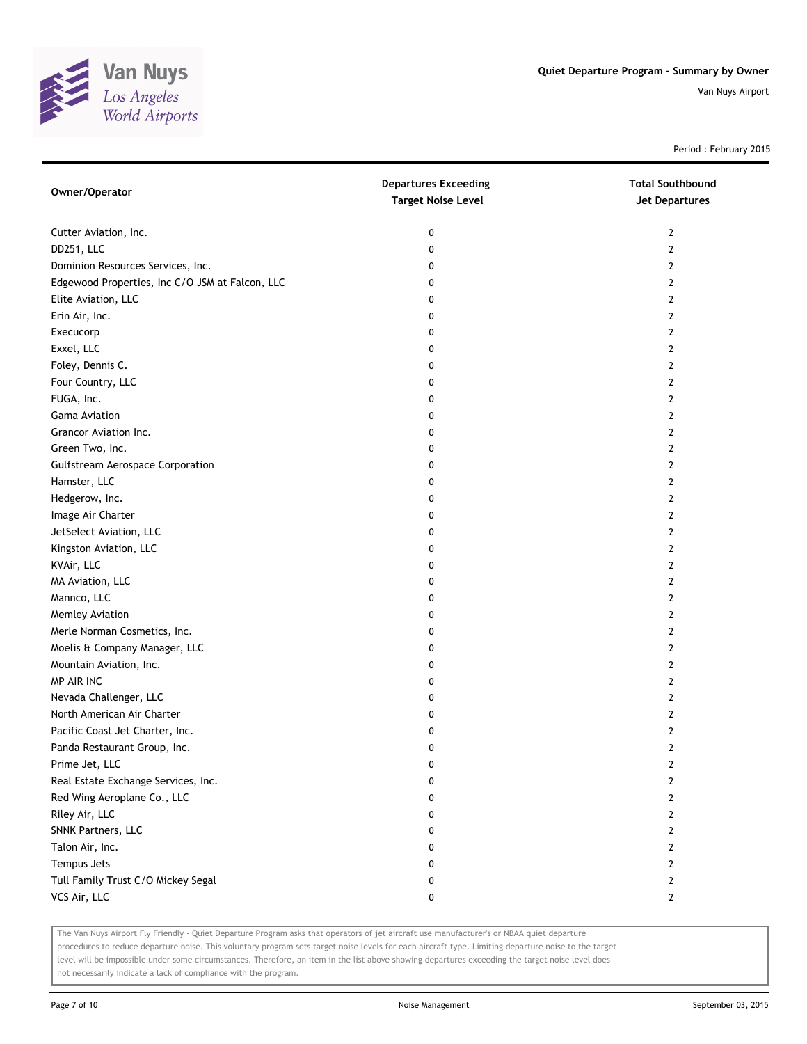Quiet Departure Program - Summary by Owner

Van Nuys Airport

Period : February 2015

| Owner/Operator | Departures Exceeding Target Noise Level | Total Southbound Jet Departures |
|---|---|---|
| Cutter Aviation, Inc. | 0 | 2 |
| DD251, LLC | 0 | 2 |
| Dominion Resources Services, Inc. | 0 | 2 |
| Edgewood Properties, Inc C/O JSM at Falcon, LLC | 0 | 2 |
| Elite Aviation, LLC | 0 | 2 |
| Erin Air, Inc. | 0 | 2 |
| Execucorp | 0 | 2 |
| Exxel, LLC | 0 | 2 |
| Foley, Dennis C. | 0 | 2 |
| Four Country, LLC | 0 | 2 |
| FUGA, Inc. | 0 | 2 |
| Gama Aviation | 0 | 2 |
| Grancor Aviation Inc. | 0 | 2 |
| Green Two, Inc. | 0 | 2 |
| Gulfstream Aerospace Corporation | 0 | 2 |
| Hamster, LLC | 0 | 2 |
| Hedgerow, Inc. | 0 | 2 |
| Image Air Charter | 0 | 2 |
| JetSelect Aviation, LLC | 0 | 2 |
| Kingston Aviation, LLC | 0 | 2 |
| KVAir, LLC | 0 | 2 |
| MA Aviation, LLC | 0 | 2 |
| Mannco, LLC | 0 | 2 |
| Memley Aviation | 0 | 2 |
| Merle Norman Cosmetics, Inc. | 0 | 2 |
| Moelis & Company Manager, LLC | 0 | 2 |
| Mountain Aviation, Inc. | 0 | 2 |
| MP AIR INC | 0 | 2 |
| Nevada Challenger, LLC | 0 | 2 |
| North American Air Charter | 0 | 2 |
| Pacific Coast Jet Charter, Inc. | 0 | 2 |
| Panda Restaurant Group, Inc. | 0 | 2 |
| Prime Jet, LLC | 0 | 2 |
| Real Estate Exchange Services, Inc. | 0 | 2 |
| Red Wing Aeroplane Co., LLC | 0 | 2 |
| Riley Air, LLC | 0 | 2 |
| SNNK Partners, LLC | 0 | 2 |
| Talon Air, Inc. | 0 | 2 |
| Tempus Jets | 0 | 2 |
| Tull Family Trust C/O Mickey Segal | 0 | 2 |
| VCS Air, LLC | 0 | 2 |

The Van Nuys Airport Fly Friendly - Quiet Departure Program asks that operators of jet aircraft use manufacturer's or NBAA quiet departure procedures to reduce departure noise. This voluntary program sets target noise levels for each aircraft type. Limiting departure noise to the target level will be impossible under some circumstances. Therefore, an item in the list above showing departures exceeding the target noise level does not necessarily indicate a lack of compliance with the program.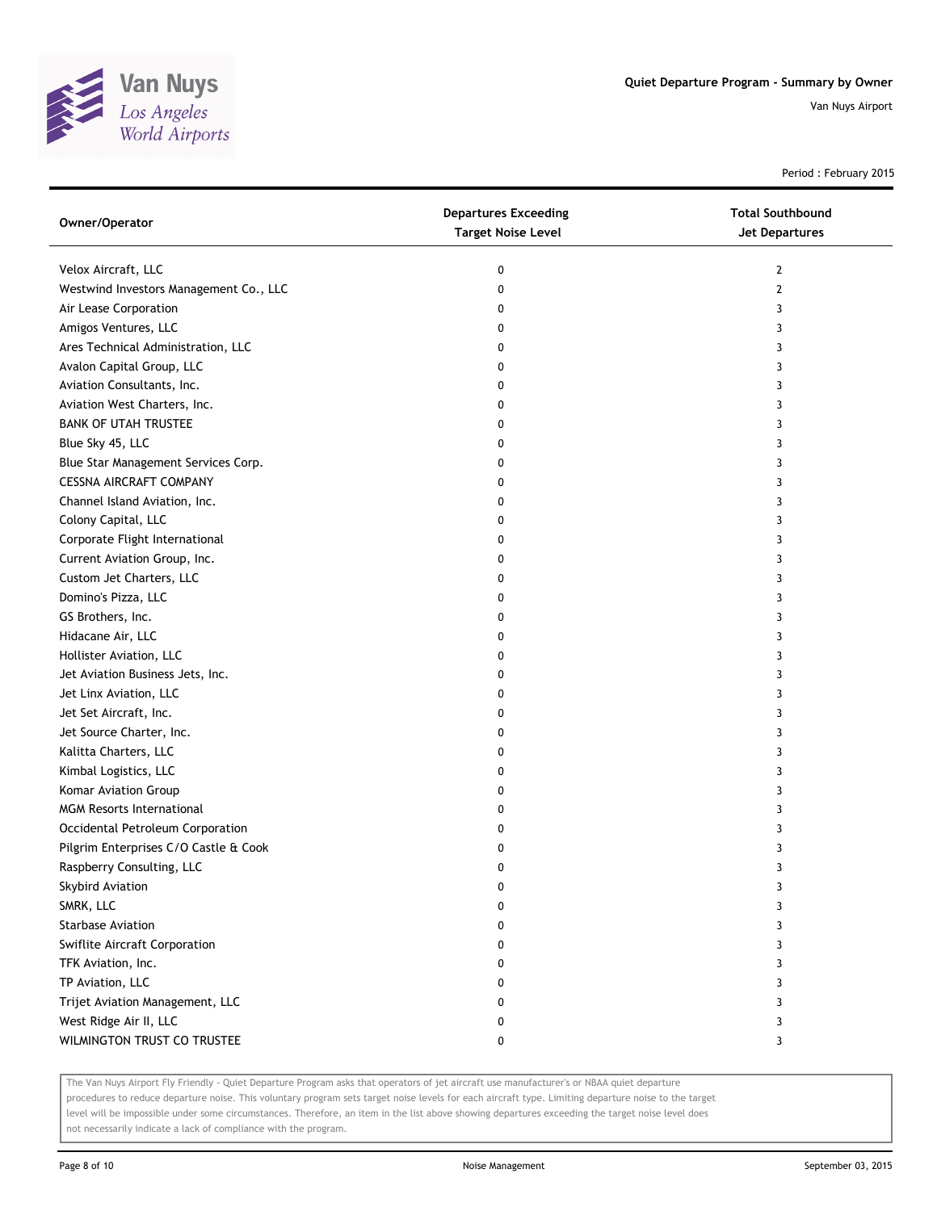Period : February 2015

| Owner/Operator | Departures Exceeding Target Noise Level | Total Southbound Jet Departures |
|---|---|---|
| Velox Aircraft, LLC | 0 | 2 |
| Westwind Investors Management Co., LLC | 0 | 2 |
| Air Lease Corporation | 0 | 3 |
| Amigos Ventures, LLC | 0 | 3 |
| Ares Technical Administration, LLC | 0 | 3 |
| Avalon Capital Group, LLC | 0 | 3 |
| Aviation Consultants, Inc. | 0 | 3 |
| Aviation West Charters, Inc. | 0 | 3 |
| BANK OF UTAH TRUSTEE | 0 | 3 |
| Blue Sky 45, LLC | 0 | 3 |
| Blue Star Management Services Corp. | 0 | 3 |
| CESSNA AIRCRAFT COMPANY | 0 | 3 |
| Channel Island Aviation, Inc. | 0 | 3 |
| Colony Capital, LLC | 0 | 3 |
| Corporate Flight International | 0 | 3 |
| Current Aviation Group, Inc. | 0 | 3 |
| Custom Jet Charters, LLC | 0 | 3 |
| Domino's Pizza, LLC | 0 | 3 |
| GS Brothers, Inc. | 0 | 3 |
| Hidacane Air, LLC | 0 | 3 |
| Hollister Aviation, LLC | 0 | 3 |
| Jet Aviation Business Jets, Inc. | 0 | 3 |
| Jet Linx Aviation, LLC | 0 | 3 |
| Jet Set Aircraft, Inc. | 0 | 3 |
| Jet Source Charter, Inc. | 0 | 3 |
| Kalitta Charters, LLC | 0 | 3 |
| Kimbal Logistics, LLC | 0 | 3 |
| Komar Aviation Group | 0 | 3 |
| MGM Resorts International | 0 | 3 |
| Occidental Petroleum Corporation | 0 | 3 |
| Pilgrim Enterprises C/O Castle & Cook | 0 | 3 |
| Raspberry Consulting, LLC | 0 | 3 |
| Skybird Aviation | 0 | 3 |
| SMRK, LLC | 0 | 3 |
| Starbase Aviation | 0 | 3 |
| Swiflite Aircraft Corporation | 0 | 3 |
| TFK Aviation, Inc. | 0 | 3 |
| TP Aviation, LLC | 0 | 3 |
| Trijet Aviation Management, LLC | 0 | 3 |
| West Ridge Air II, LLC | 0 | 3 |
| WILMINGTON TRUST CO TRUSTEE | 0 | 3 |

The Van Nuys Airport Fly Friendly - Quiet Departure Program asks that operators of jet aircraft use manufacturer's or NBAA quiet departure procedures to reduce departure noise. This voluntary program sets target noise levels for each aircraft type. Limiting departure noise to the target level will be impossible under some circumstances. Therefore, an item in the list above showing departures exceeding the target noise level does not necessarily indicate a lack of compliance with the program.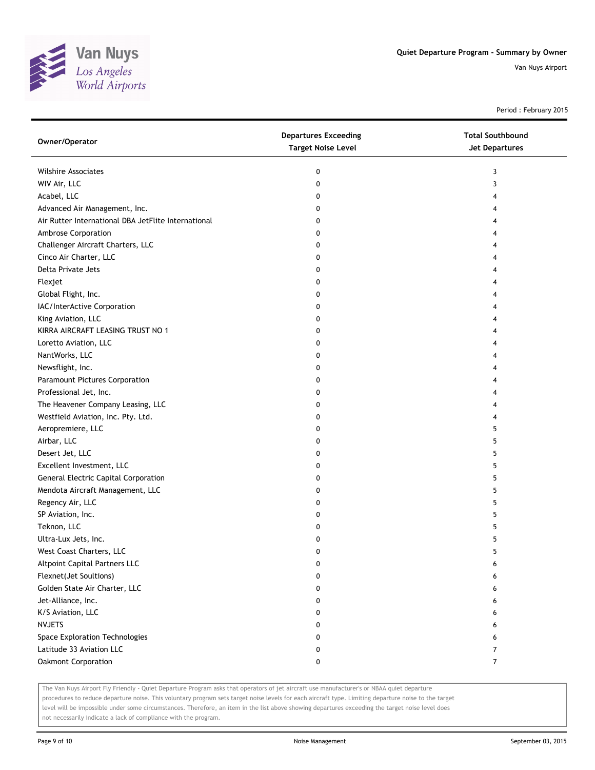# Quiet Departure Program - Summary by Owner

Van Nuys Airport

Period : February 2015

| Owner/Operator | Departures Exceeding Target Noise Level | Total Southbound Jet Departures |
|---|---|---|
| Wilshire Associates | 0 | 3 |
| WIV Air, LLC | 0 | 3 |
| Acabel, LLC | 0 | 4 |
| Advanced Air Management, Inc. | 0 | 4 |
| Air Rutter International DBA JetFlite International | 0 | 4 |
| Ambrose Corporation | 0 | 4 |
| Challenger Aircraft Charters, LLC | 0 | 4 |
| Cinco Air Charter, LLC | 0 | 4 |
| Delta Private Jets | 0 | 4 |
| Flexjet | 0 | 4 |
| Global Flight, Inc. | 0 | 4 |
| IAC/InterActive Corporation | 0 | 4 |
| King Aviation, LLC | 0 | 4 |
| KIRRA AIRCRAFT LEASING TRUST NO 1 | 0 | 4 |
| Loretto Aviation, LLC | 0 | 4 |
| NantWorks, LLC | 0 | 4 |
| Newsflight, Inc. | 0 | 4 |
| Paramount Pictures Corporation | 0 | 4 |
| Professional Jet, Inc. | 0 | 4 |
| The Heavener Company Leasing, LLC | 0 | 4 |
| Westfield Aviation, Inc. Pty. Ltd. | 0 | 4 |
| Aeropremiere, LLC | 0 | 5 |
| Airbar, LLC | 0 | 5 |
| Desert Jet, LLC | 0 | 5 |
| Excellent Investment, LLC | 0 | 5 |
| General Electric Capital Corporation | 0 | 5 |
| Mendota Aircraft Management, LLC | 0 | 5 |
| Regency Air, LLC | 0 | 5 |
| SP Aviation, Inc. | 0 | 5 |
| Teknon, LLC | 0 | 5 |
| Ultra-Lux Jets, Inc. | 0 | 5 |
| West Coast Charters, LLC | 0 | 5 |
| Altpoint Capital Partners LLC | 0 | 6 |
| Flexnet(Jet Soultions) | 0 | 6 |
| Golden State Air Charter, LLC | 0 | 6 |
| Jet-Alliance, Inc. | 0 | 6 |
| K/S Aviation, LLC | 0 | 6 |
| NVJETS | 0 | 6 |
| Space Exploration Technologies | 0 | 6 |
| Latitude 33 Aviation LLC | 0 | 7 |
| Oakmont Corporation | 0 | 7 |

The Van Nuys Airport Fly Friendly - Quiet Departure Program asks that operators of jet aircraft use manufacturer's or NBAA quiet departure procedures to reduce departure noise. This voluntary program sets target noise levels for each aircraft type. Limiting departure noise to the target level will be impossible under some circumstances. Therefore, an item in the list above showing departures exceeding the target noise level does not necessarily indicate a lack of compliance with the program.

Noise Management

September 03, 2015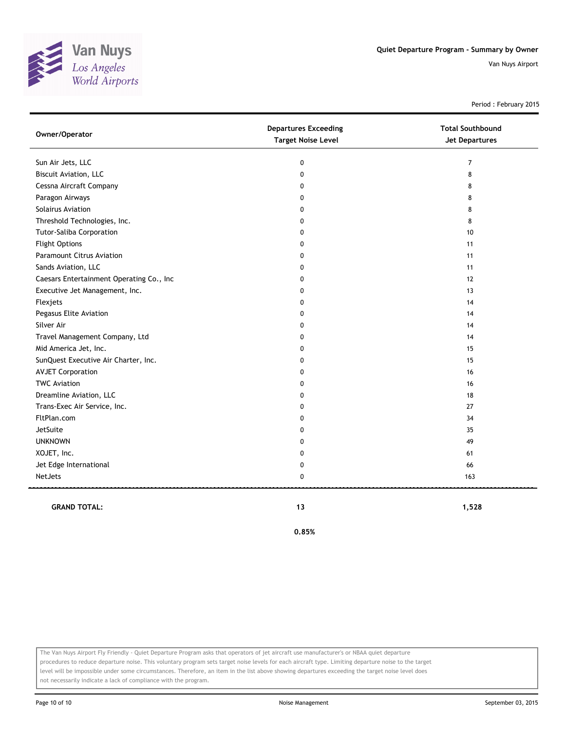Van Nuys
Los Angeles
World Airports

**Quiet Departure Program - Summary by Owner**

Van Nuys Airport

Period : February 2015

| Owner/Operator | Departures Exceeding Target Noise Level | Total Southbound Jet Departures |
|---|---|---|
| Sun Air Jets, LLC | 0 | 7 |
| Biscuit Aviation, LLC | 0 | 8 |
| Cessna Aircraft Company | 0 | 8 |
| Paragon Airways | 0 | 8 |
| Solairus Aviation | 0 | 8 |
| Threshold Technologies, Inc. | 0 | 8 |
| Tutor-Saliba Corporation | 0 | 10 |
| Flight Options | 0 | 11 |
| Paramount Citrus Aviation | 0 | 11 |
| Sands Aviation, LLC | 0 | 11 |
| Caesars Entertainment Operating Co., Inc | 0 | 12 |
| Executive Jet Management, Inc. | 0 | 13 |
| Flexjets | 0 | 14 |
| Pegasus Elite Aviation | 0 | 14 |
| Silver Air | 0 | 14 |
| Travel Management Company, Ltd | 0 | 14 |
| Mid America Jet, Inc. | 0 | 15 |
| SunQuest Executive Air Charter, Inc. | 0 | 15 |
| AVJET Corporation | 0 | 16 |
| TWC Aviation | 0 | 16 |
| Dreamline Aviation, LLC | 0 | 18 |
| Trans-Exec Air Service, Inc. | 0 | 27 |
| FltPlan.com | 0 | 34 |
| JetSuite | 0 | 35 |
| UNKNOWN | 0 | 49 |
| XOJET, Inc. | 0 | 61 |
| Jet Edge International | 0 | 66 |
| NetJets | 0 | 163 |
| **GRAND TOTAL:** | **13** | **1,528** |
| | **0.85%** | |

The Van Nuys Airport Fly Friendly - Quiet Departure Program asks that operators of jet aircraft use manufacturer's or NBAA quiet departure procedures to reduce departure noise. This voluntary program sets target noise levels for each aircraft type. Limiting departure noise to the target level will be impossible under some circumstances. Therefore, an item in the list above showing departures exceeding the target noise level does not necessarily indicate a lack of compliance with the program.

Noise Management

September 03, 2015